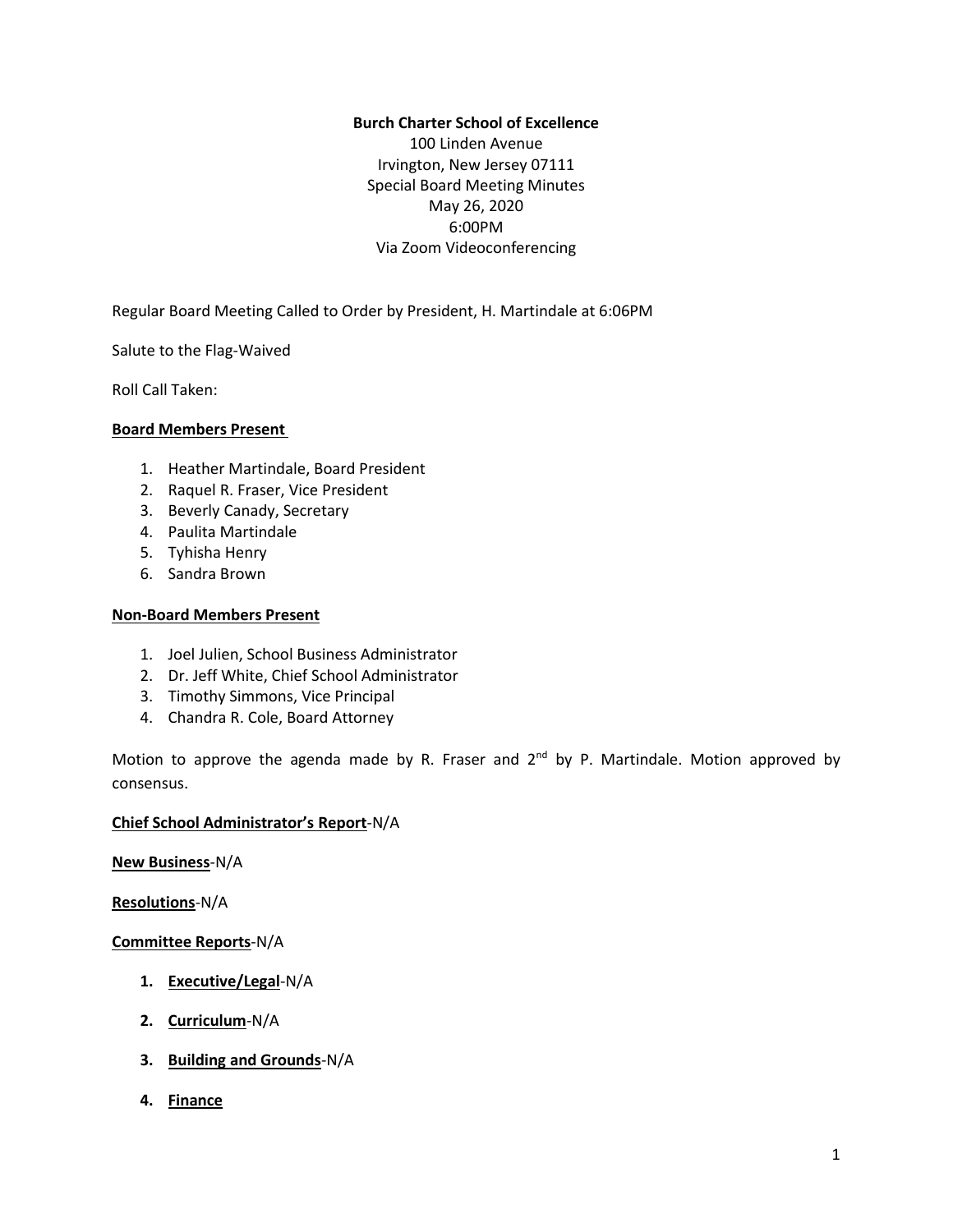**Burch Charter School of Excellence**
100 Linden Avenue
Irvington, New Jersey 07111
Special Board Meeting Minutes
May 26, 2020
6:00PM
Via Zoom Videoconferencing

Regular Board Meeting Called to Order by President, H. Martindale at 6:06PM

Salute to the Flag-Waived

Roll Call Taken:

**Board Members Present**

1. Heather Martindale, Board President
2. Raquel R. Fraser, Vice President
3. Beverly Canady, Secretary
4. Paulita Martindale
5. Tyhisha Henry
6. Sandra Brown

**Non-Board Members Present**

1. Joel Julien, School Business Administrator
2. Dr. Jeff White, Chief School Administrator
3. Timothy Simmons, Vice Principal
4. Chandra R. Cole, Board Attorney

Motion to approve the agenda made by R. Fraser and 2nd by P. Martindale. Motion approved by consensus.

**Chief School Administrator's Report**-N/A

**New Business**-N/A

**Resolutions**-N/A

**Committee Reports**-N/A

1. **Executive/Legal**-N/A
2. **Curriculum**-N/A
3. **Building and Grounds**-N/A
4. **Finance**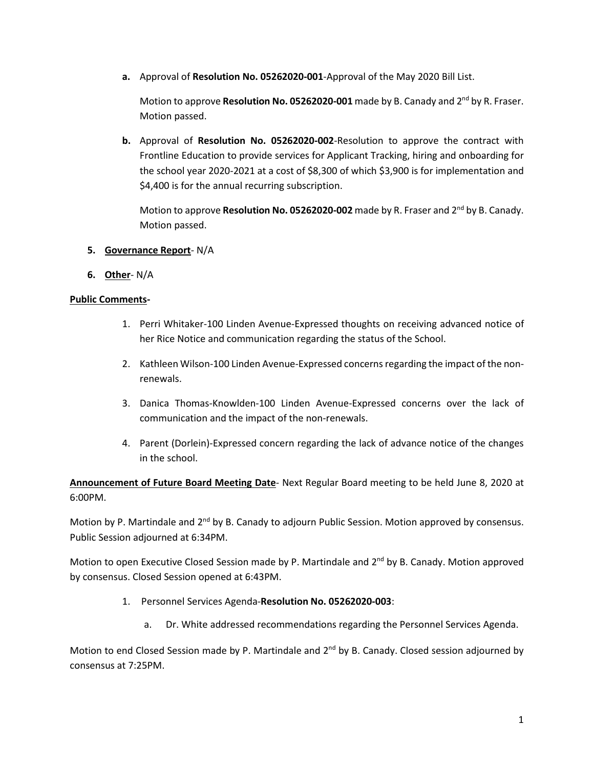a. Approval of **Resolution No. 05262020-001**-Approval of the May 2020 Bill List.

   Motion to approve **Resolution No. 05262020-001** made by B. Canady and 2nd by R. Fraser. Motion passed.

b. Approval of **Resolution No. 05262020-002**-Resolution to approve the contract with Frontline Education to provide services for Applicant Tracking, hiring and onboarding for the school year 2020-2021 at a cost of $8,300 of which $3,900 is for implementation and $4,400 is for the annual recurring subscription.

   Motion to approve **Resolution No. 05262020-002** made by R. Fraser and 2nd by B. Canady. Motion passed.

5. **Governance Report**- N/A

6. **Other**- N/A

**Public Comments-**

1. Perri Whitaker-100 Linden Avenue-Expressed thoughts on receiving advanced notice of her Rice Notice and communication regarding the status of the School.
2. Kathleen Wilson-100 Linden Avenue-Expressed concerns regarding the impact of the non-renewals.
3. Danica Thomas-Knowlden-100 Linden Avenue-Expressed concerns over the lack of communication and the impact of the non-renewals.
4. Parent (Dorlein)-Expressed concern regarding the lack of advance notice of the changes in the school.

**Announcement of Future Board Meeting Date**- Next Regular Board meeting to be held June 8, 2020 at 6:00PM.

Motion by P. Martindale and 2nd by B. Canady to adjourn Public Session. Motion approved by consensus. Public Session adjourned at 6:34PM.

Motion to open Executive Closed Session made by P. Martindale and 2nd by B. Canady. Motion approved by consensus. Closed Session opened at 6:43PM.

1. Personnel Services Agenda-**Resolution No. 05262020-003**:
   a. Dr. White addressed recommendations regarding the Personnel Services Agenda.

Motion to end Closed Session made by P. Martindale and 2nd by B. Canady. Closed session adjourned by consensus at 7:25PM.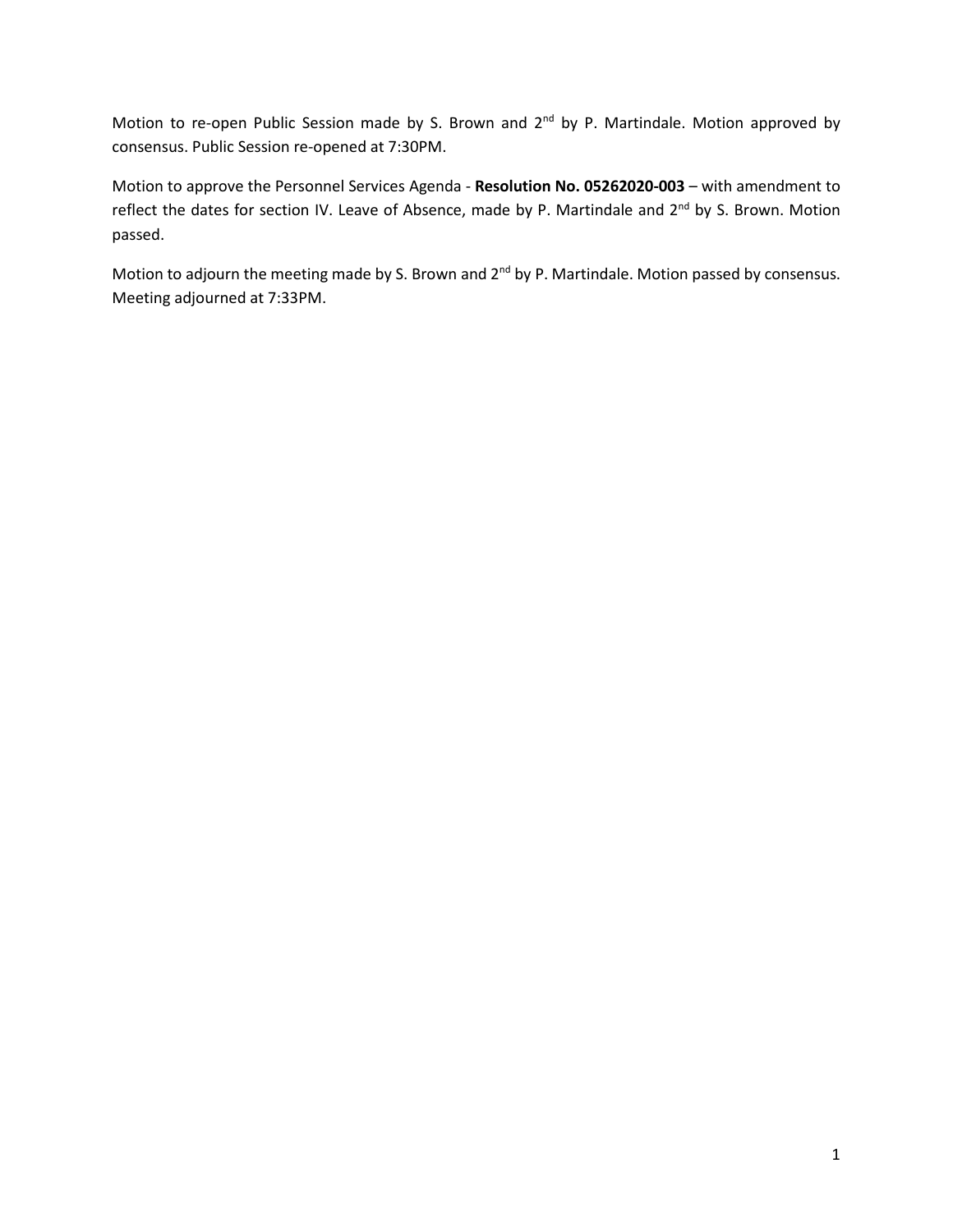Motion to re-open Public Session made by S. Brown and 2nd by P. Martindale. Motion approved by consensus. Public Session re-opened at 7:30PM.

Motion to approve the Personnel Services Agenda - **Resolution No. 05262020-003** – with amendment to reflect the dates for section IV. Leave of Absence, made by P. Martindale and 2nd by S. Brown. Motion passed.

Motion to adjourn the meeting made by S. Brown and 2nd by P. Martindale. Motion passed by consensus. Meeting adjourned at 7:33PM.